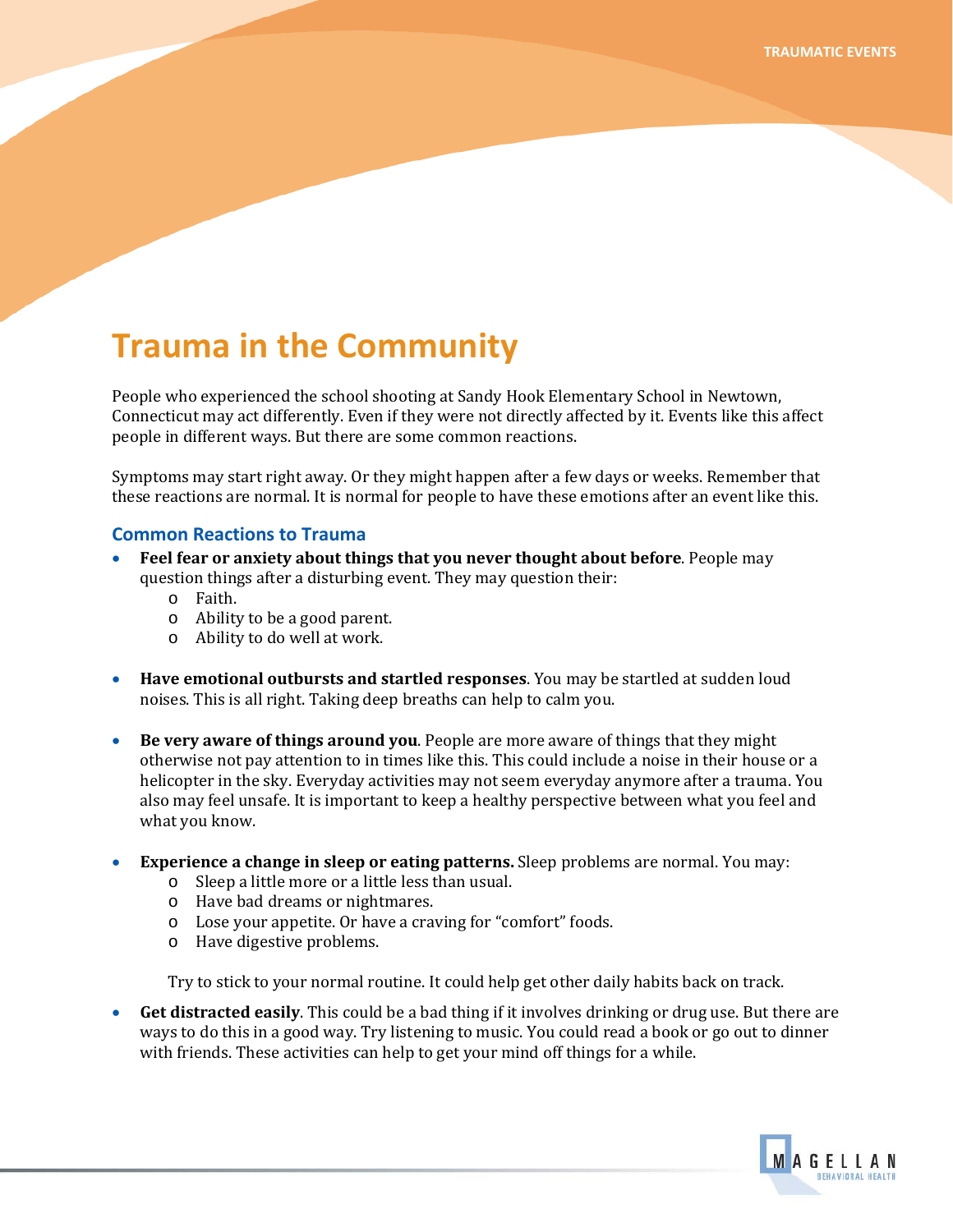# Trauma in the Community

People who experienced the school shooting at Sandy Hook Elementary School in Newtown, Connecticut may act differently. Even if they were not directly affected by it. Events like this affect people in different ways. But there are some common reactions.

Symptoms may start right away. Or they might happen after a few days or weeks. Remember that these reactions are normal. It is normal for people to have these emotions after an event like this.

## Common Reactions to Trauma

- **Feel fear or anxiety about things that you never thought about before**. People may question things after a disturbing event. They may question their:
  - Faith.
  - Ability to be a good parent.
  - Ability to do well at work.

- **Have emotional outbursts and startled responses**. You may be startled at sudden loud noises. This is all right. Taking deep breaths can help to calm you.

- **Be very aware of things around you**. People are more aware of things that they might otherwise not pay attention to in times like this. This could include a noise in their house or a helicopter in the sky. Everyday activities may not seem everyday anymore after a trauma. You also may feel unsafe. It is important to keep a healthy perspective between what you feel and what you know.

- **Experience a change in sleep or eating patterns.** Sleep problems are normal. You may:
  - Sleep a little more or a little less than usual.
  - Have bad dreams or nightmares.
  - Lose your appetite. Or have a craving for "comfort" foods.
  - Have digestive problems.

  Try to stick to your normal routine. It could help get other daily habits back on track.

- **Get distracted easily**. This could be a bad thing if it involves drinking or drug use. But there are ways to do this in a good way. Try listening to music. You could read a book or go out to dinner with friends. These activities can help to get your mind off things for a while.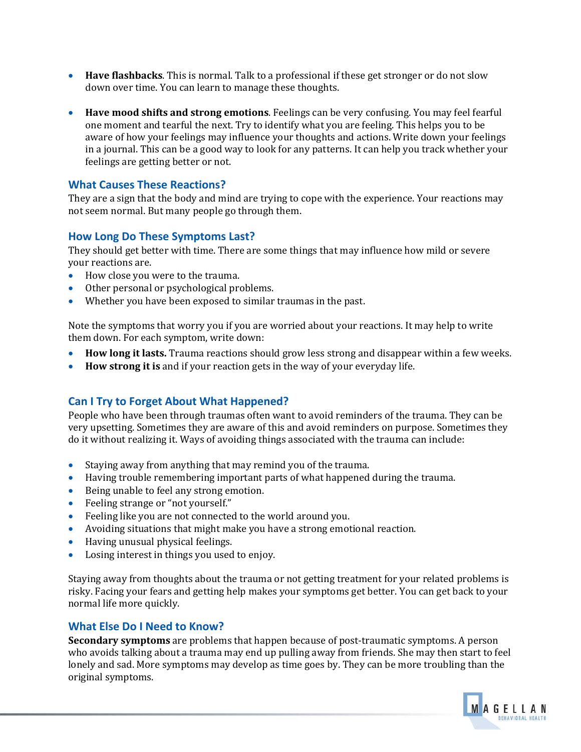- **Have flashbacks**. This is normal. Talk to a professional if these get stronger or do not slow down over time. You can learn to manage these thoughts.

- **Have mood shifts and strong emotions**. Feelings can be very confusing. You may feel fearful one moment and tearful the next. Try to identify what you are feeling. This helps you to be aware of how your feelings may influence your thoughts and actions. Write down your feelings in a journal. This can be a good way to look for any patterns. It can help you track whether your feelings are getting better or not.

## What Causes These Reactions?

They are a sign that the body and mind are trying to cope with the experience. Your reactions may not seem normal. But many people go through them.

## How Long Do These Symptoms Last?

They should get better with time. There are some things that may influence how mild or severe your reactions are.

- How close you were to the trauma.
- Other personal or psychological problems.
- Whether you have been exposed to similar traumas in the past.

Note the symptoms that worry you if you are worried about your reactions. It may help to write them down. For each symptom, write down:

- **How long it lasts.** Trauma reactions should grow less strong and disappear within a few weeks.
- **How strong it is** and if your reaction gets in the way of your everyday life.

## Can I Try to Forget About What Happened?

People who have been through traumas often want to avoid reminders of the trauma. They can be very upsetting. Sometimes they are aware of this and avoid reminders on purpose. Sometimes they do it without realizing it. Ways of avoiding things associated with the trauma can include:

- Staying away from anything that may remind you of the trauma.
- Having trouble remembering important parts of what happened during the trauma.
- Being unable to feel any strong emotion.
- Feeling strange or "not yourself."
- Feeling like you are not connected to the world around you.
- Avoiding situations that might make you have a strong emotional reaction.
- Having unusual physical feelings.
- Losing interest in things you used to enjoy.

Staying away from thoughts about the trauma or not getting treatment for your related problems is risky. Facing your fears and getting help makes your symptoms get better. You can get back to your normal life more quickly.

## What Else Do I Need to Know?

**Secondary symptoms** are problems that happen because of post-traumatic symptoms. A person who avoids talking about a trauma may end up pulling away from friends. She may then start to feel lonely and sad. More symptoms may develop as time goes by. They can be more troubling than the original symptoms.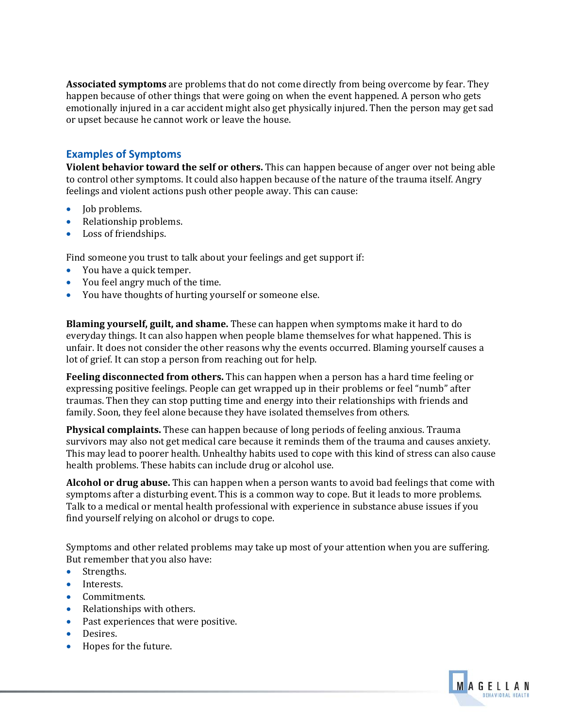**Associated symptoms** are problems that do not come directly from being overcome by fear. They happen because of other things that were going on when the event happened. A person who gets emotionally injured in a car accident might also get physically injured. Then the person may get sad or upset because he cannot work or leave the house.

## Examples of Symptoms

**Violent behavior toward the self or others.** This can happen because of anger over not being able to control other symptoms. It could also happen because of the nature of the trauma itself. Angry feelings and violent actions push other people away. This can cause:

- Job problems.
- Relationship problems.
- Loss of friendships.

Find someone you trust to talk about your feelings and get support if:

- You have a quick temper.
- You feel angry much of the time.
- You have thoughts of hurting yourself or someone else.

**Blaming yourself, guilt, and shame.** These can happen when symptoms make it hard to do everyday things. It can also happen when people blame themselves for what happened. This is unfair. It does not consider the other reasons why the events occurred. Blaming yourself causes a lot of grief. It can stop a person from reaching out for help.

**Feeling disconnected from others.** This can happen when a person has a hard time feeling or expressing positive feelings. People can get wrapped up in their problems or feel "numb" after traumas. Then they can stop putting time and energy into their relationships with friends and family. Soon, they feel alone because they have isolated themselves from others.

**Physical complaints.** These can happen because of long periods of feeling anxious. Trauma survivors may also not get medical care because it reminds them of the trauma and causes anxiety. This may lead to poorer health. Unhealthy habits used to cope with this kind of stress can also cause health problems. These habits can include drug or alcohol use.

**Alcohol or drug abuse.** This can happen when a person wants to avoid bad feelings that come with symptoms after a disturbing event. This is a common way to cope. But it leads to more problems. Talk to a medical or mental health professional with experience in substance abuse issues if you find yourself relying on alcohol or drugs to cope.

Symptoms and other related problems may take up most of your attention when you are suffering. But remember that you also have:

- Strengths.
- Interests.
- Commitments.
- Relationships with others.
- Past experiences that were positive.
- Desires.
- Hopes for the future.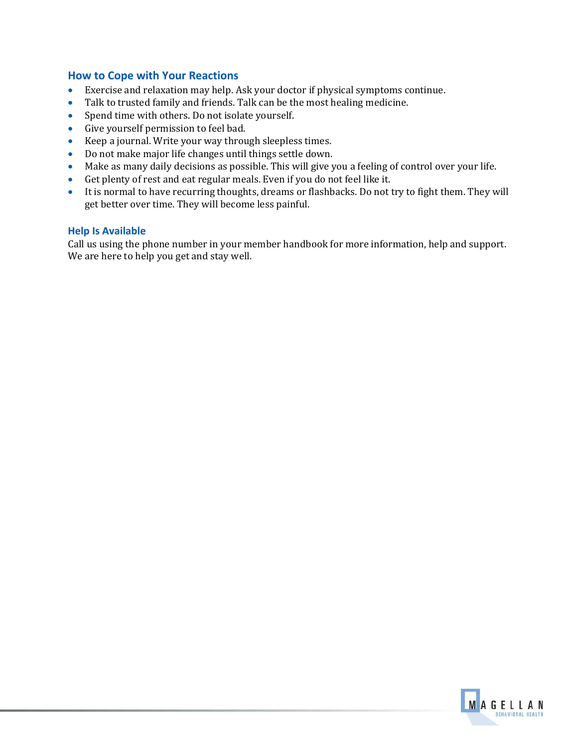## How to Cope with Your Reactions

- Exercise and relaxation may help. Ask your doctor if physical symptoms continue.
- Talk to trusted family and friends. Talk can be the most healing medicine.
- Spend time with others. Do not isolate yourself.
- Give yourself permission to feel bad.
- Keep a journal. Write your way through sleepless times.
- Do not make major life changes until things settle down.
- Make as many daily decisions as possible. This will give you a feeling of control over your life.
- Get plenty of rest and eat regular meals. Even if you do not feel like it.
- It is normal to have recurring thoughts, dreams or flashbacks. Do not try to fight them. They will get better over time. They will become less painful.

## Help Is Available

Call us using the phone number in your member handbook for more information, help and support. We are here to help you get and stay well.